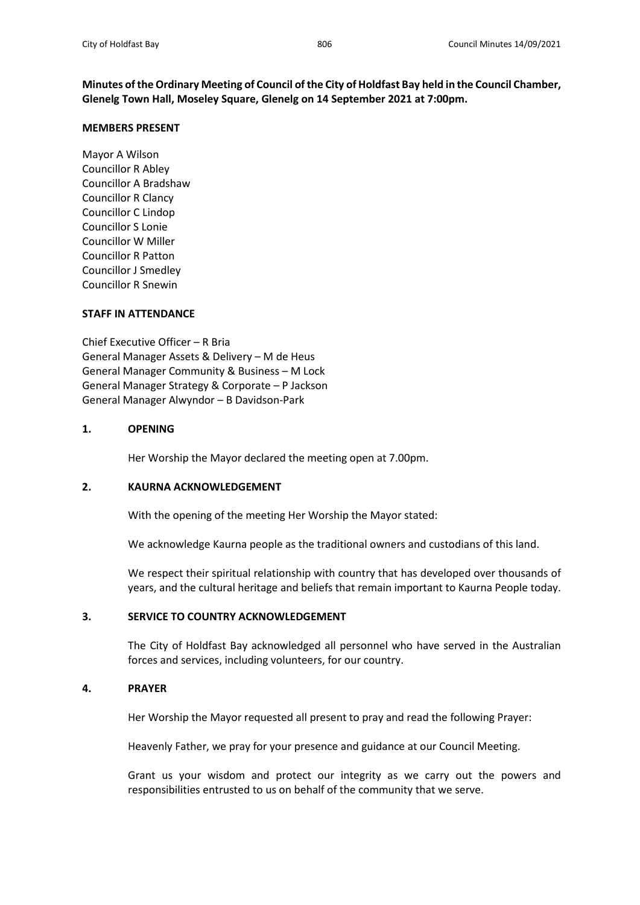**Minutes of the Ordinary Meeting of Council of the City of Holdfast Bay held in the Council Chamber, Glenelg Town Hall, Moseley Square, Glenelg on 14 September 2021 at 7:00pm.**

**MEMBERS PRESENT**

Mayor A Wilson
Councillor R Abley
Councillor A Bradshaw
Councillor R Clancy
Councillor C Lindop
Councillor S Lonie
Councillor W Miller
Councillor R Patton
Councillor J Smedley
Councillor R Snewin

**STAFF IN ATTENDANCE**

Chief Executive Officer – R Bria
General Manager Assets & Delivery – M de Heus
General Manager Community & Business – M Lock
General Manager Strategy & Corporate – P Jackson
General Manager Alwyndor – B Davidson-Park

**1. OPENING**

Her Worship the Mayor declared the meeting open at 7.00pm.

**2. KAURNA ACKNOWLEDGEMENT**

With the opening of the meeting Her Worship the Mayor stated:

We acknowledge Kaurna people as the traditional owners and custodians of this land.

We respect their spiritual relationship with country that has developed over thousands of years, and the cultural heritage and beliefs that remain important to Kaurna People today.

**3. SERVICE TO COUNTRY ACKNOWLEDGEMENT**

The City of Holdfast Bay acknowledged all personnel who have served in the Australian forces and services, including volunteers, for our country.

**4. PRAYER**

Her Worship the Mayor requested all present to pray and read the following Prayer:

Heavenly Father, we pray for your presence and guidance at our Council Meeting.

Grant us your wisdom and protect our integrity as we carry out the powers and responsibilities entrusted to us on behalf of the community that we serve.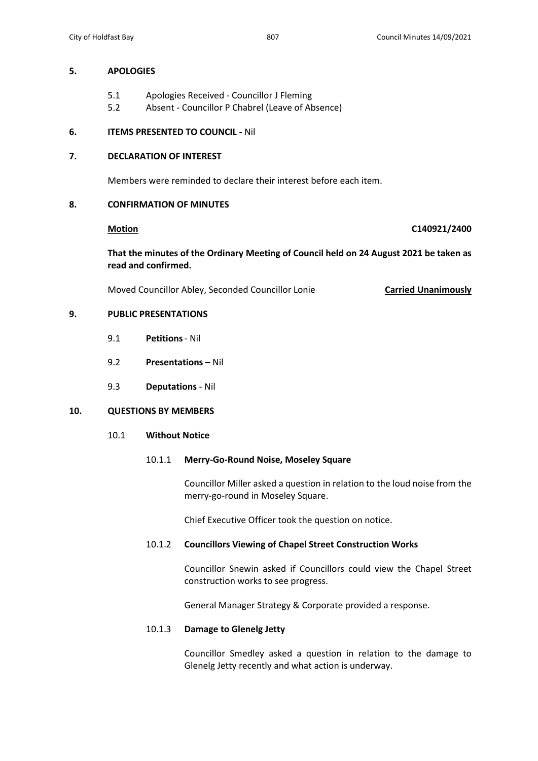## 5. APOLOGIES

5.1 Apologies Received - Councillor J Fleming
5.2 Absent - Councillor P Chabrel (Leave of Absence)

## 6. ITEMS PRESENTED TO COUNCIL - Nil

## 7. DECLARATION OF INTEREST

Members were reminded to declare their interest before each item.

## 8. CONFIRMATION OF MINUTES

**Motion** **C140921/2400**

**That the minutes of the Ordinary Meeting of Council held on 24 August 2021 be taken as read and confirmed.**

Moved Councillor Abley, Seconded Councillor Lonie **Carried Unanimously**

## 9. PUBLIC PRESENTATIONS

9.1 **Petitions** - Nil

9.2 **Presentations** – Nil

9.3 **Deputations** - Nil

## 10. QUESTIONS BY MEMBERS

### 10.1 Without Notice

#### 10.1.1 Merry-Go-Round Noise, Moseley Square

Councillor Miller asked a question in relation to the loud noise from the merry-go-round in Moseley Square.

Chief Executive Officer took the question on notice.

#### 10.1.2 Councillors Viewing of Chapel Street Construction Works

Councillor Snewin asked if Councillors could view the Chapel Street construction works to see progress.

General Manager Strategy & Corporate provided a response.

#### 10.1.3 Damage to Glenelg Jetty

Councillor Smedley asked a question in relation to the damage to Glenelg Jetty recently and what action is underway.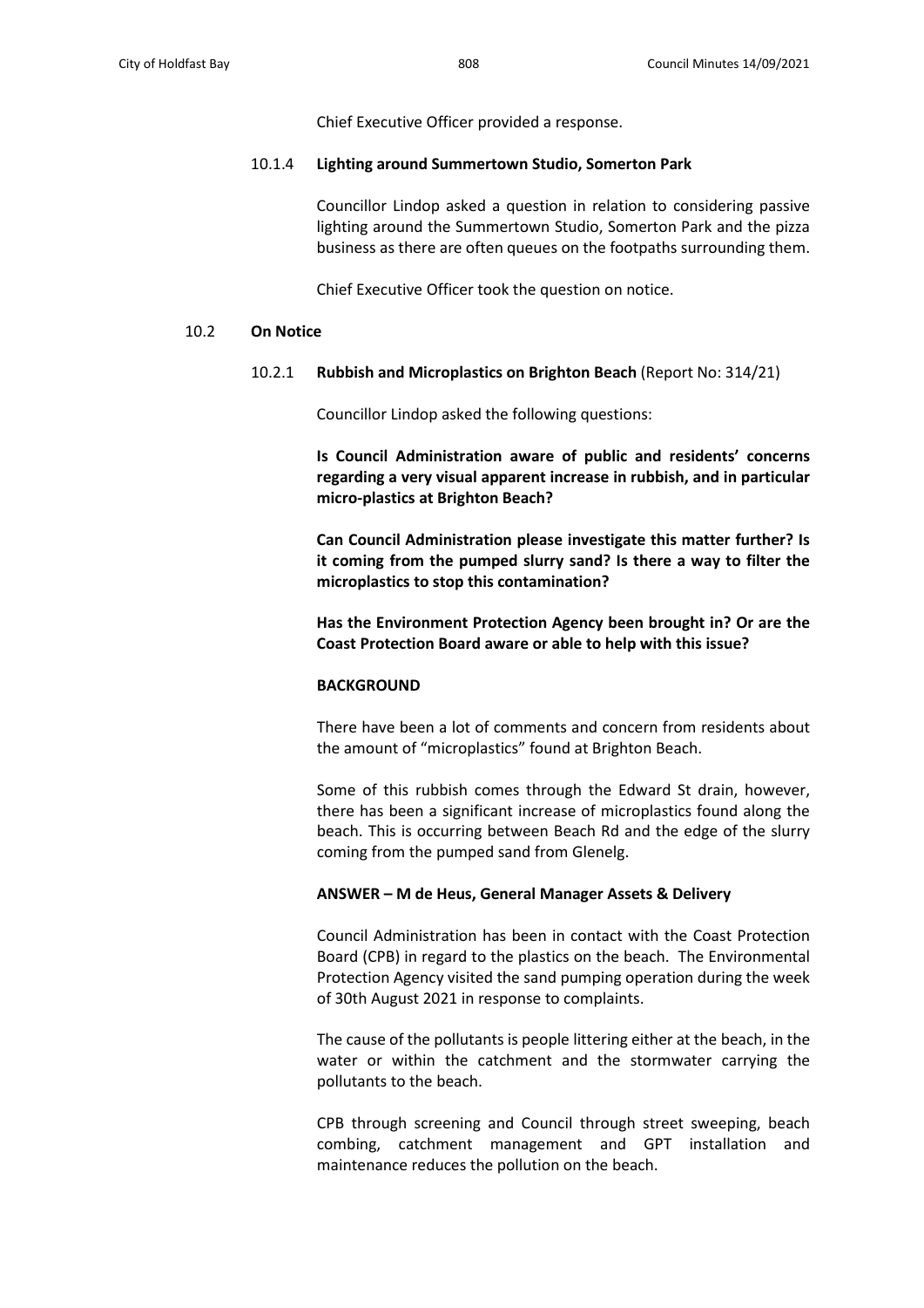Chief Executive Officer provided a response.

10.1.4 **Lighting around Summertown Studio, Somerton Park**

Councillor Lindop asked a question in relation to considering passive lighting around the Summertown Studio, Somerton Park and the pizza business as there are often queues on the footpaths surrounding them.

Chief Executive Officer took the question on notice.

10.2 **On Notice**

10.2.1 **Rubbish and Microplastics on Brighton Beach** (Report No: 314/21)

Councillor Lindop asked the following questions:

**Is Council Administration aware of public and residents' concerns regarding a very visual apparent increase in rubbish, and in particular micro-plastics at Brighton Beach?**

**Can Council Administration please investigate this matter further? Is it coming from the pumped slurry sand? Is there a way to filter the microplastics to stop this contamination?**

**Has the Environment Protection Agency been brought in? Or are the Coast Protection Board aware or able to help with this issue?**

**BACKGROUND**

There have been a lot of comments and concern from residents about the amount of "microplastics" found at Brighton Beach.

Some of this rubbish comes through the Edward St drain, however, there has been a significant increase of microplastics found along the beach. This is occurring between Beach Rd and the edge of the slurry coming from the pumped sand from Glenelg.

**ANSWER – M de Heus, General Manager Assets & Delivery**

Council Administration has been in contact with the Coast Protection Board (CPB) in regard to the plastics on the beach. The Environmental Protection Agency visited the sand pumping operation during the week of 30th August 2021 in response to complaints.

The cause of the pollutants is people littering either at the beach, in the water or within the catchment and the stormwater carrying the pollutants to the beach.

CPB through screening and Council through street sweeping, beach combing, catchment management and GPT installation and maintenance reduces the pollution on the beach.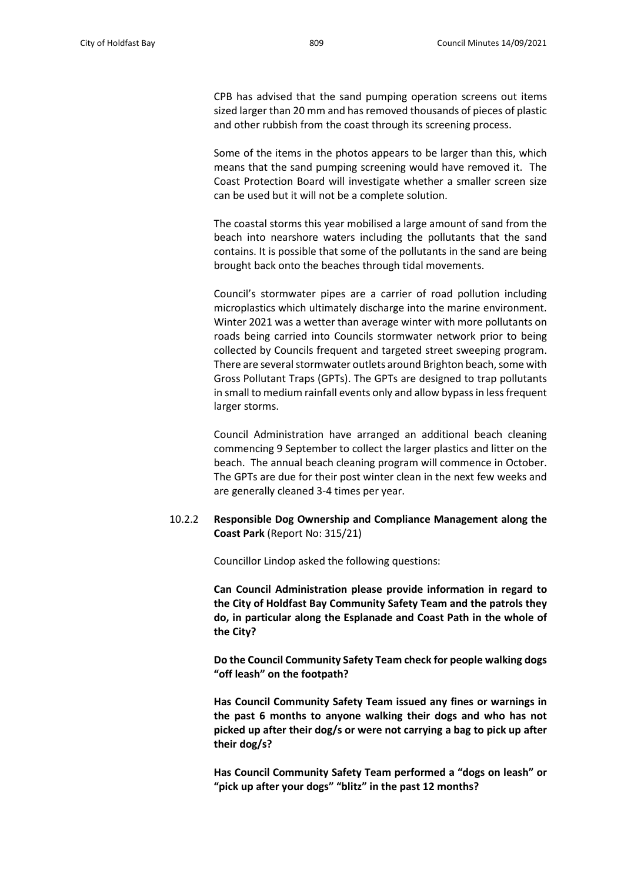CPB has advised that the sand pumping operation screens out items sized larger than 20 mm and has removed thousands of pieces of plastic and other rubbish from the coast through its screening process.

Some of the items in the photos appears to be larger than this, which means that the sand pumping screening would have removed it. The Coast Protection Board will investigate whether a smaller screen size can be used but it will not be a complete solution.

The coastal storms this year mobilised a large amount of sand from the beach into nearshore waters including the pollutants that the sand contains. It is possible that some of the pollutants in the sand are being brought back onto the beaches through tidal movements.

Council's stormwater pipes are a carrier of road pollution including microplastics which ultimately discharge into the marine environment. Winter 2021 was a wetter than average winter with more pollutants on roads being carried into Councils stormwater network prior to being collected by Councils frequent and targeted street sweeping program. There are several stormwater outlets around Brighton beach, some with Gross Pollutant Traps (GPTs). The GPTs are designed to trap pollutants in small to medium rainfall events only and allow bypass in less frequent larger storms.

Council Administration have arranged an additional beach cleaning commencing 9 September to collect the larger plastics and litter on the beach. The annual beach cleaning program will commence in October. The GPTs are due for their post winter clean in the next few weeks and are generally cleaned 3-4 times per year.

10.2.2 **Responsible Dog Ownership and Compliance Management along the Coast Park** (Report No: 315/21)

Councillor Lindop asked the following questions:

**Can Council Administration please provide information in regard to the City of Holdfast Bay Community Safety Team and the patrols they do, in particular along the Esplanade and Coast Path in the whole of the City?**

**Do the Council Community Safety Team check for people walking dogs "off leash" on the footpath?**

**Has Council Community Safety Team issued any fines or warnings in the past 6 months to anyone walking their dogs and who has not picked up after their dog/s or were not carrying a bag to pick up after their dog/s?**

**Has Council Community Safety Team performed a "dogs on leash" or "pick up after your dogs" "blitz" in the past 12 months?**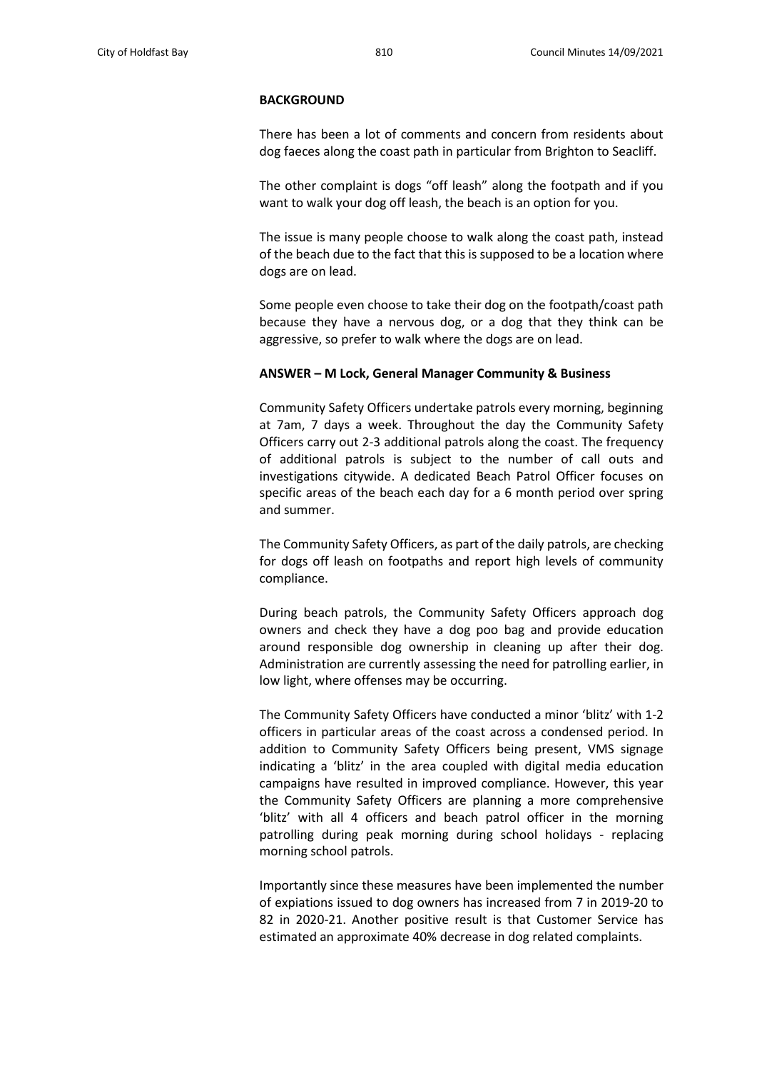**BACKGROUND**

There has been a lot of comments and concern from residents about dog faeces along the coast path in particular from Brighton to Seacliff.

The other complaint is dogs "off leash" along the footpath and if you want to walk your dog off leash, the beach is an option for you.

The issue is many people choose to walk along the coast path, instead of the beach due to the fact that this is supposed to be a location where dogs are on lead.

Some people even choose to take their dog on the footpath/coast path because they have a nervous dog, or a dog that they think can be aggressive, so prefer to walk where the dogs are on lead.

**ANSWER – M Lock, General Manager Community & Business**

Community Safety Officers undertake patrols every morning, beginning at 7am, 7 days a week. Throughout the day the Community Safety Officers carry out 2-3 additional patrols along the coast. The frequency of additional patrols is subject to the number of call outs and investigations citywide. A dedicated Beach Patrol Officer focuses on specific areas of the beach each day for a 6 month period over spring and summer.

The Community Safety Officers, as part of the daily patrols, are checking for dogs off leash on footpaths and report high levels of community compliance.

During beach patrols, the Community Safety Officers approach dog owners and check they have a dog poo bag and provide education around responsible dog ownership in cleaning up after their dog. Administration are currently assessing the need for patrolling earlier, in low light, where offenses may be occurring.

The Community Safety Officers have conducted a minor 'blitz' with 1-2 officers in particular areas of the coast across a condensed period. In addition to Community Safety Officers being present, VMS signage indicating a 'blitz' in the area coupled with digital media education campaigns have resulted in improved compliance. However, this year the Community Safety Officers are planning a more comprehensive 'blitz' with all 4 officers and beach patrol officer in the morning patrolling during peak morning during school holidays - replacing morning school patrols.

Importantly since these measures have been implemented the number of expiations issued to dog owners has increased from 7 in 2019-20 to 82 in 2020-21. Another positive result is that Customer Service has estimated an approximate 40% decrease in dog related complaints.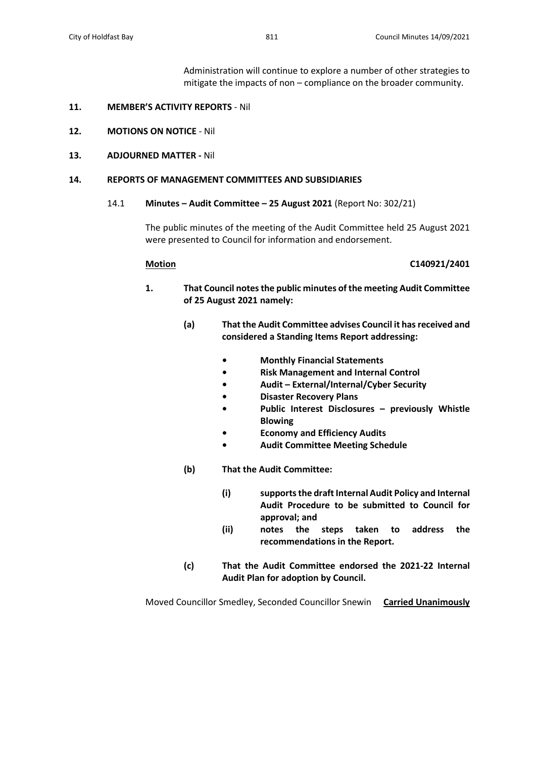Administration will continue to explore a number of other strategies to mitigate the impacts of non – compliance on the broader community.

**11. MEMBER'S ACTIVITY REPORTS** - Nil

**12. MOTIONS ON NOTICE** - Nil

**13. ADJOURNED MATTER -** Nil

**14. REPORTS OF MANAGEMENT COMMITTEES AND SUBSIDIARIES**

14.1 **Minutes – Audit Committee – 25 August 2021** (Report No: 302/21)

The public minutes of the meeting of the Audit Committee held 25 August 2021 were presented to Council for information and endorsement.

**Motion** **C140921/2401**

**1. That Council notes the public minutes of the meeting Audit Committee of 25 August 2021 namely:**

**(a) That the Audit Committee advises Council it has received and considered a Standing Items Report addressing:**

- **Monthly Financial Statements**
- **Risk Management and Internal Control**
- **Audit – External/Internal/Cyber Security**
- **Disaster Recovery Plans**
- **Public Interest Disclosures – previously Whistle Blowing**
- **Economy and Efficiency Audits**
- **Audit Committee Meeting Schedule**

**(b) That the Audit Committee:**

**(i) supports the draft Internal Audit Policy and Internal Audit Procedure to be submitted to Council for approval; and**

**(ii) notes the steps taken to address the recommendations in the Report.**

**(c) That the Audit Committee endorsed the 2021-22 Internal Audit Plan for adoption by Council.**

Moved Councillor Smedley, Seconded Councillor Snewin **Carried Unanimously**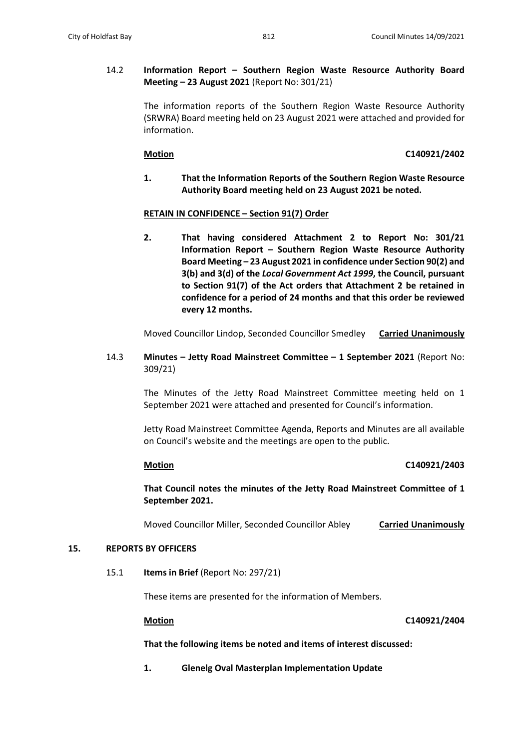14.2 **Information Report – Southern Region Waste Resource Authority Board Meeting – 23 August 2021** (Report No: 301/21)

The information reports of the Southern Region Waste Resource Authority (SRWRA) Board meeting held on 23 August 2021 were attached and provided for information.

**Motion** **C140921/2402**

**1. That the Information Reports of the Southern Region Waste Resource Authority Board meeting held on 23 August 2021 be noted.**

**RETAIN IN CONFIDENCE – Section 91(7) Order**

**2. That having considered Attachment 2 to Report No: 301/21 Information Report – Southern Region Waste Resource Authority Board Meeting – 23 August 2021 in confidence under Section 90(2) and 3(b) and 3(d) of the *Local Government Act 1999*, the Council, pursuant to Section 91(7) of the Act orders that Attachment 2 be retained in confidence for a period of 24 months and that this order be reviewed every 12 months.**

Moved Councillor Lindop, Seconded Councillor Smedley **Carried Unanimously**

14.3 **Minutes – Jetty Road Mainstreet Committee – 1 September 2021** (Report No: 309/21)

The Minutes of the Jetty Road Mainstreet Committee meeting held on 1 September 2021 were attached and presented for Council's information.

Jetty Road Mainstreet Committee Agenda, Reports and Minutes are all available on Council's website and the meetings are open to the public.

**Motion** **C140921/2403**

**That Council notes the minutes of the Jetty Road Mainstreet Committee of 1 September 2021.**

Moved Councillor Miller, Seconded Councillor Abley **Carried Unanimously**

## 15. REPORTS BY OFFICERS

15.1 **Items in Brief** (Report No: 297/21)

These items are presented for the information of Members.

**Motion** **C140921/2404**

**That the following items be noted and items of interest discussed:**

**1. Glenelg Oval Masterplan Implementation Update**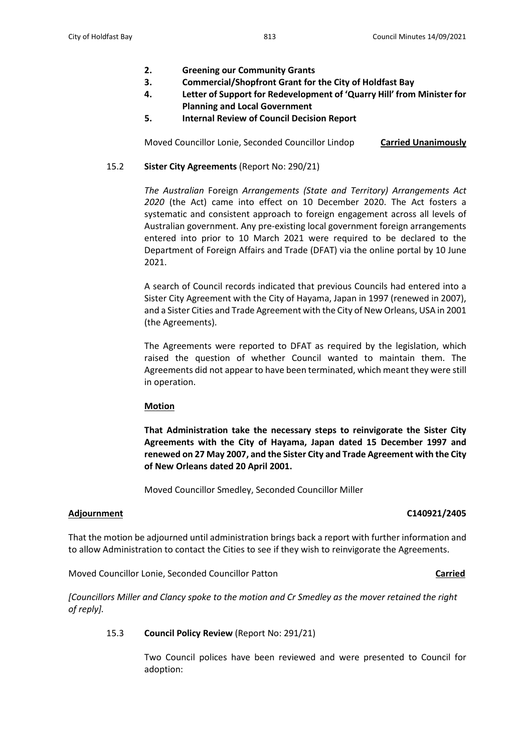2. **Greening our Community Grants**
3. **Commercial/Shopfront Grant for the City of Holdfast Bay**
4. **Letter of Support for Redevelopment of 'Quarry Hill' from Minister for Planning and Local Government**
5. **Internal Review of Council Decision Report**

Moved Councillor Lonie, Seconded Councillor Lindop **Carried Unanimously**

15.2 **Sister City Agreements** (Report No: 290/21)

*The Australian* Foreign *Arrangements (State and Territory) Arrangements Act 2020* (the Act) came into effect on 10 December 2020. The Act fosters a systematic and consistent approach to foreign engagement across all levels of Australian government. Any pre-existing local government foreign arrangements entered into prior to 10 March 2021 were required to be declared to the Department of Foreign Affairs and Trade (DFAT) via the online portal by 10 June 2021.

A search of Council records indicated that previous Councils had entered into a Sister City Agreement with the City of Hayama, Japan in 1997 (renewed in 2007), and a Sister Cities and Trade Agreement with the City of New Orleans, USA in 2001 (the Agreements).

The Agreements were reported to DFAT as required by the legislation, which raised the question of whether Council wanted to maintain them. The Agreements did not appear to have been terminated, which meant they were still in operation.

**Motion**

**That Administration take the necessary steps to reinvigorate the Sister City Agreements with the City of Hayama, Japan dated 15 December 1997 and renewed on 27 May 2007, and the Sister City and Trade Agreement with the City of New Orleans dated 20 April 2001.**

Moved Councillor Smedley, Seconded Councillor Miller

**Adjournment** **C140921/2405**

That the motion be adjourned until administration brings back a report with further information and to allow Administration to contact the Cities to see if they wish to reinvigorate the Agreements.

Moved Councillor Lonie, Seconded Councillor Patton **Carried**

*[Councillors Miller and Clancy spoke to the motion and Cr Smedley as the mover retained the right of reply].*

15.3 **Council Policy Review** (Report No: 291/21)

Two Council polices have been reviewed and were presented to Council for adoption: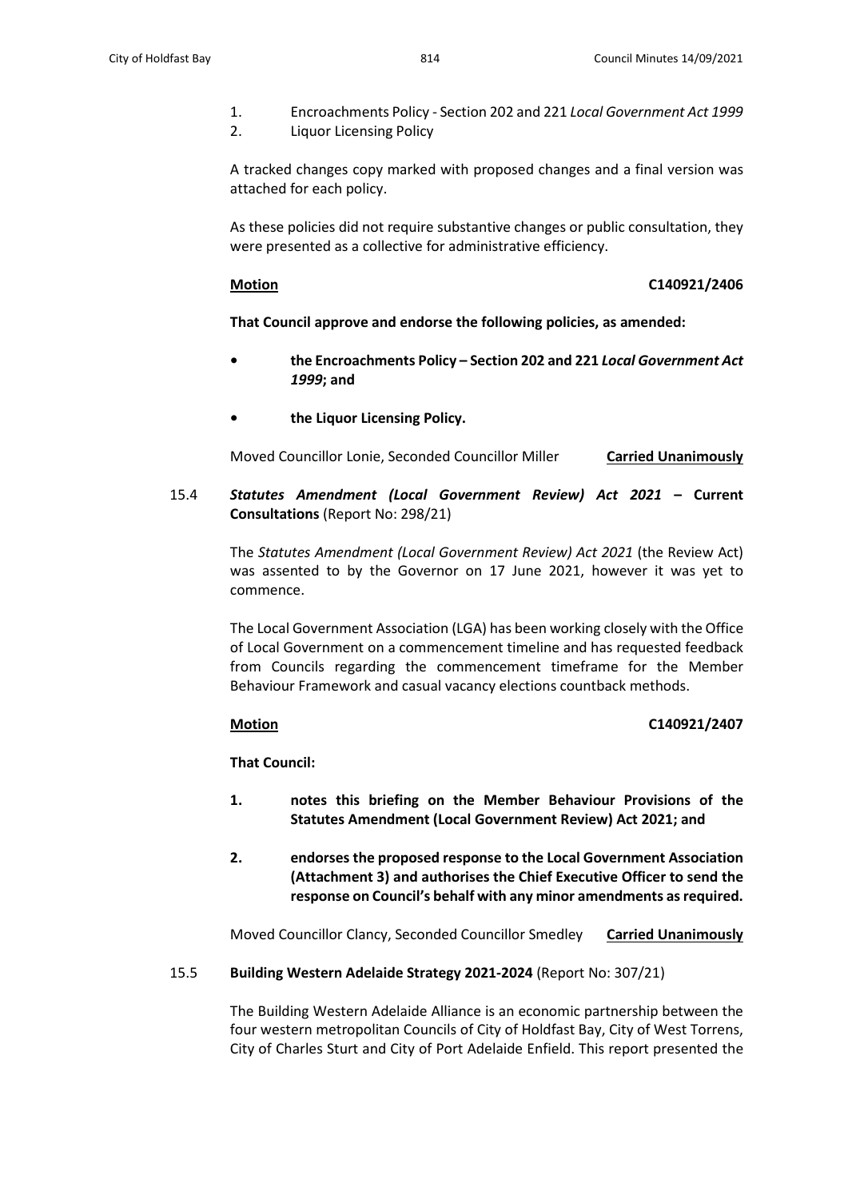1. Encroachments Policy - Section 202 and 221 *Local Government Act 1999*
2. Liquor Licensing Policy

A tracked changes copy marked with proposed changes and a final version was attached for each policy.

As these policies did not require substantive changes or public consultation, they were presented as a collective for administrative efficiency.

**Motion** **C140921/2406**

**That Council approve and endorse the following policies, as amended:**

- **the Encroachments Policy – Section 202 and 221 *Local Government Act 1999*; and**
- **the Liquor Licensing Policy.**

Moved Councillor Lonie, Seconded Councillor Miller **Carried Unanimously**

15.4 ***Statutes Amendment (Local Government Review) Act 2021* – Current Consultations** (Report No: 298/21)

The *Statutes Amendment (Local Government Review) Act 2021* (the Review Act) was assented to by the Governor on 17 June 2021, however it was yet to commence.

The Local Government Association (LGA) has been working closely with the Office of Local Government on a commencement timeline and has requested feedback from Councils regarding the commencement timeframe for the Member Behaviour Framework and casual vacancy elections countback methods.

**Motion** **C140921/2407**

**That Council:**

1. **notes this briefing on the Member Behaviour Provisions of the Statutes Amendment (Local Government Review) Act 2021; and**
2. **endorses the proposed response to the Local Government Association (Attachment 3) and authorises the Chief Executive Officer to send the response on Council's behalf with any minor amendments as required.**

Moved Councillor Clancy, Seconded Councillor Smedley **Carried Unanimously**

15.5 **Building Western Adelaide Strategy 2021-2024** (Report No: 307/21)

The Building Western Adelaide Alliance is an economic partnership between the four western metropolitan Councils of City of Holdfast Bay, City of West Torrens, City of Charles Sturt and City of Port Adelaide Enfield. This report presented the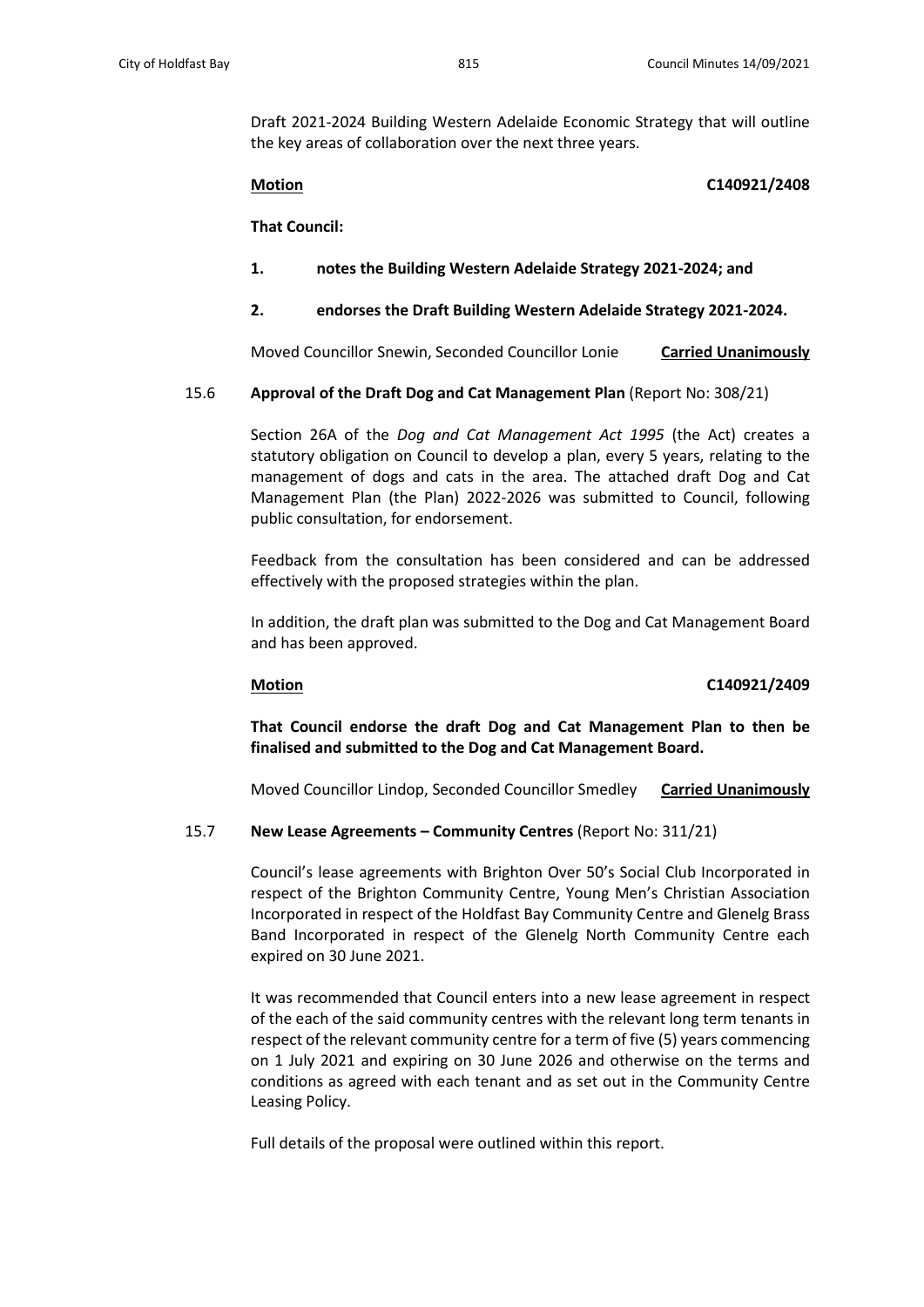Draft 2021-2024 Building Western Adelaide Economic Strategy that will outline the key areas of collaboration over the next three years.

**Motion** **C140921/2408**

**That Council:**

**1. notes the Building Western Adelaide Strategy 2021-2024; and**

**2. endorses the Draft Building Western Adelaide Strategy 2021-2024.**

Moved Councillor Snewin, Seconded Councillor Lonie **Carried Unanimously**

15.6 **Approval of the Draft Dog and Cat Management Plan** (Report No: 308/21)

Section 26A of the *Dog and Cat Management Act 1995* (the Act) creates a statutory obligation on Council to develop a plan, every 5 years, relating to the management of dogs and cats in the area. The attached draft Dog and Cat Management Plan (the Plan) 2022-2026 was submitted to Council, following public consultation, for endorsement.

Feedback from the consultation has been considered and can be addressed effectively with the proposed strategies within the plan.

In addition, the draft plan was submitted to the Dog and Cat Management Board and has been approved.

**Motion** **C140921/2409**

**That Council endorse the draft Dog and Cat Management Plan to then be finalised and submitted to the Dog and Cat Management Board.**

Moved Councillor Lindop, Seconded Councillor Smedley **Carried Unanimously**

15.7 **New Lease Agreements – Community Centres** (Report No: 311/21)

Council's lease agreements with Brighton Over 50's Social Club Incorporated in respect of the Brighton Community Centre, Young Men's Christian Association Incorporated in respect of the Holdfast Bay Community Centre and Glenelg Brass Band Incorporated in respect of the Glenelg North Community Centre each expired on 30 June 2021.

It was recommended that Council enters into a new lease agreement in respect of the each of the said community centres with the relevant long term tenants in respect of the relevant community centre for a term of five (5) years commencing on 1 July 2021 and expiring on 30 June 2026 and otherwise on the terms and conditions as agreed with each tenant and as set out in the Community Centre Leasing Policy.

Full details of the proposal were outlined within this report.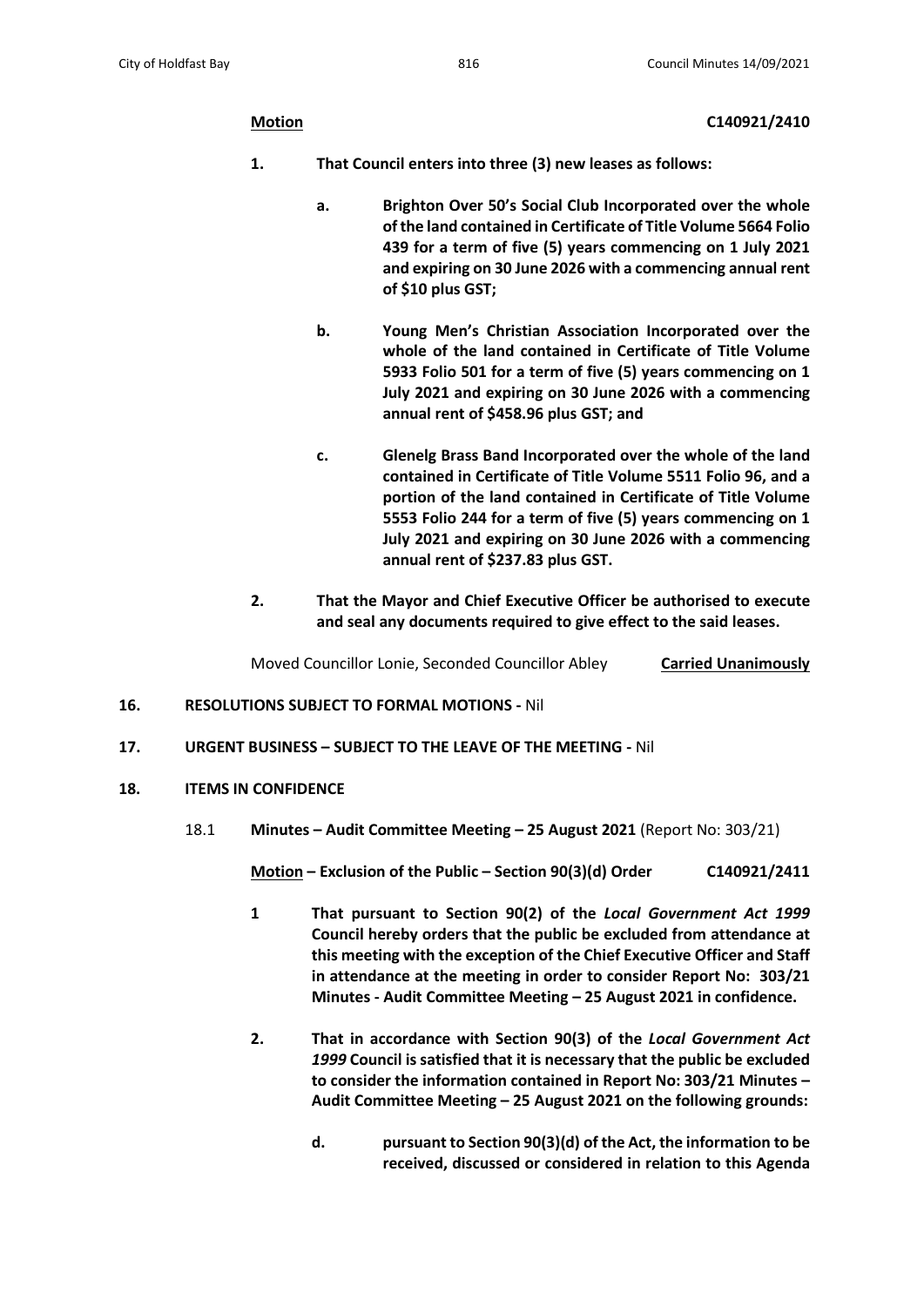**Motion** **C140921/2410**

1. **That Council enters into three (3) new leases as follows:**

    a. **Brighton Over 50's Social Club Incorporated over the whole of the land contained in Certificate of Title Volume 5664 Folio 439 for a term of five (5) years commencing on 1 July 2021 and expiring on 30 June 2026 with a commencing annual rent of $10 plus GST;**

    b. **Young Men's Christian Association Incorporated over the whole of the land contained in Certificate of Title Volume 5933 Folio 501 for a term of five (5) years commencing on 1 July 2021 and expiring on 30 June 2026 with a commencing annual rent of $458.96 plus GST; and**

    c. **Glenelg Brass Band Incorporated over the whole of the land contained in Certificate of Title Volume 5511 Folio 96, and a portion of the land contained in Certificate of Title Volume 5553 Folio 244 for a term of five (5) years commencing on 1 July 2021 and expiring on 30 June 2026 with a commencing annual rent of $237.83 plus GST.**

2. **That the Mayor and Chief Executive Officer be authorised to execute and seal any documents required to give effect to the said leases.**

Moved Councillor Lonie, Seconded Councillor Abley **Carried Unanimously**

## 16. RESOLUTIONS SUBJECT TO FORMAL MOTIONS - Nil

## 17. URGENT BUSINESS – SUBJECT TO THE LEAVE OF THE MEETING - Nil

## 18. ITEMS IN CONFIDENCE

18.1 **Minutes – Audit Committee Meeting – 25 August 2021** (Report No: 303/21)

**Motion – Exclusion of the Public – Section 90(3)(d) Order** **C140921/2411**

1 **That pursuant to Section 90(2) of the *Local Government Act 1999* Council hereby orders that the public be excluded from attendance at this meeting with the exception of the Chief Executive Officer and Staff in attendance at the meeting in order to consider Report No: 303/21 Minutes - Audit Committee Meeting – 25 August 2021 in confidence.**

2. **That in accordance with Section 90(3) of the *Local Government Act 1999* Council is satisfied that it is necessary that the public be excluded to consider the information contained in Report No: 303/21 Minutes – Audit Committee Meeting – 25 August 2021 on the following grounds:**

    d. **pursuant to Section 90(3)(d) of the Act, the information to be received, discussed or considered in relation to this Agenda**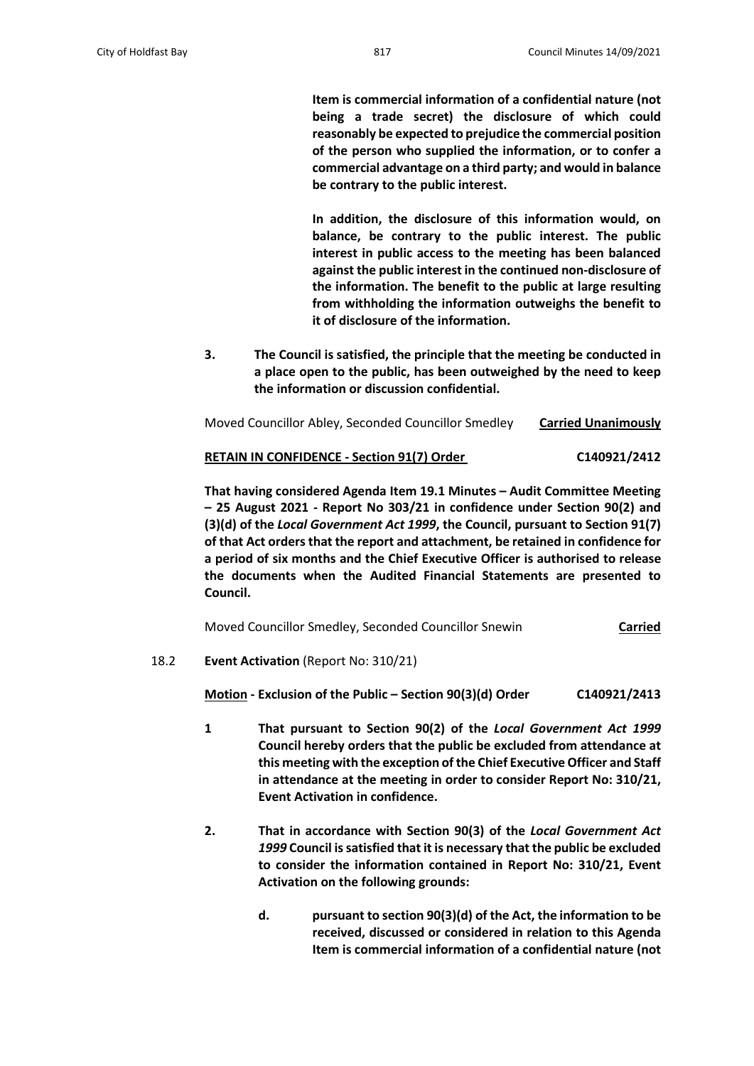**Item is commercial information of a confidential nature (not being a trade secret) the disclosure of which could reasonably be expected to prejudice the commercial position of the person who supplied the information, or to confer a commercial advantage on a third party; and would in balance be contrary to the public interest.**

**In addition, the disclosure of this information would, on balance, be contrary to the public interest. The public interest in public access to the meeting has been balanced against the public interest in the continued non-disclosure of the information. The benefit to the public at large resulting from withholding the information outweighs the benefit to it of disclosure of the information.**

**3. The Council is satisfied, the principle that the meeting be conducted in a place open to the public, has been outweighed by the need to keep the information or discussion confidential.**

Moved Councillor Abley, Seconded Councillor Smedley **<u>Carried Unanimously</u>**

**<u>RETAIN IN CONFIDENCE - Section 91(7) Order</u>** **C140921/2412**

**That having considered Agenda Item 19.1 Minutes – Audit Committee Meeting – 25 August 2021 - Report No 303/21 in confidence under Section 90(2) and (3)(d) of the *Local Government Act 1999*, the Council, pursuant to Section 91(7) of that Act orders that the report and attachment, be retained in confidence for a period of six months and the Chief Executive Officer is authorised to release the documents when the Audited Financial Statements are presented to Council.**

Moved Councillor Smedley, Seconded Councillor Snewin **<u>Carried</u>**

18.2 **Event Activation** (Report No: 310/21)

**<u>Motion</u> - Exclusion of the Public – Section 90(3)(d) Order** **C140921/2413**

**1 That pursuant to Section 90(2) of the *Local Government Act 1999* Council hereby orders that the public be excluded from attendance at this meeting with the exception of the Chief Executive Officer and Staff in attendance at the meeting in order to consider Report No: 310/21, Event Activation in confidence.**

**2. That in accordance with Section 90(3) of the *Local Government Act 1999* Council is satisfied that it is necessary that the public be excluded to consider the information contained in Report No: 310/21, Event Activation on the following grounds:**

**d. pursuant to section 90(3)(d) of the Act, the information to be received, discussed or considered in relation to this Agenda Item is commercial information of a confidential nature (not**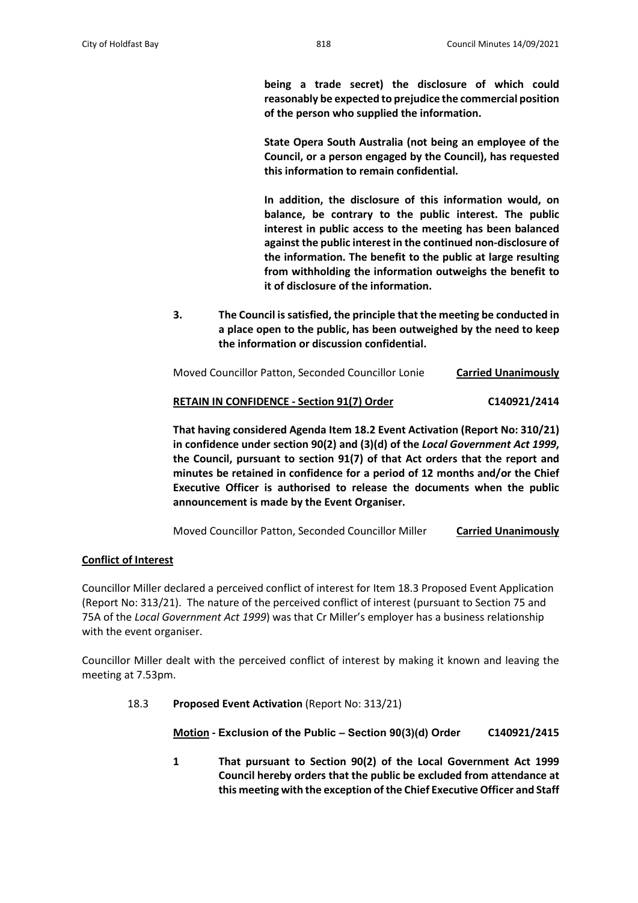**being a trade secret) the disclosure of which could reasonably be expected to prejudice the commercial position of the person who supplied the information.**

**State Opera South Australia (not being an employee of the Council, or a person engaged by the Council), has requested this information to remain confidential.**

**In addition, the disclosure of this information would, on balance, be contrary to the public interest. The public interest in public access to the meeting has been balanced against the public interest in the continued non-disclosure of the information. The benefit to the public at large resulting from withholding the information outweighs the benefit to it of disclosure of the information.**

**3. The Council is satisfied, the principle that the meeting be conducted in a place open to the public, has been outweighed by the need to keep the information or discussion confidential.**

Moved Councillor Patton, Seconded Councillor Lonie **Carried Unanimously**

**RETAIN IN CONFIDENCE - Section 91(7) Order** **C140921/2414**

**That having considered Agenda Item 18.2 Event Activation (Report No: 310/21) in confidence under section 90(2) and (3)(d) of the *Local Government Act 1999*, the Council, pursuant to section 91(7) of that Act orders that the report and minutes be retained in confidence for a period of 12 months and/or the Chief Executive Officer is authorised to release the documents when the public announcement is made by the Event Organiser.**

Moved Councillor Patton, Seconded Councillor Miller **Carried Unanimously**

**Conflict of Interest**

Councillor Miller declared a perceived conflict of interest for Item 18.3 Proposed Event Application (Report No: 313/21). The nature of the perceived conflict of interest (pursuant to Section 75 and 75A of the *Local Government Act 1999*) was that Cr Miller's employer has a business relationship with the event organiser.

Councillor Miller dealt with the perceived conflict of interest by making it known and leaving the meeting at 7.53pm.

18.3 **Proposed Event Activation** (Report No: 313/21)

**Motion - Exclusion of the Public – Section 90(3)(d) Order** **C140921/2415**

**1 That pursuant to Section 90(2) of the Local Government Act 1999 Council hereby orders that the public be excluded from attendance at this meeting with the exception of the Chief Executive Officer and Staff**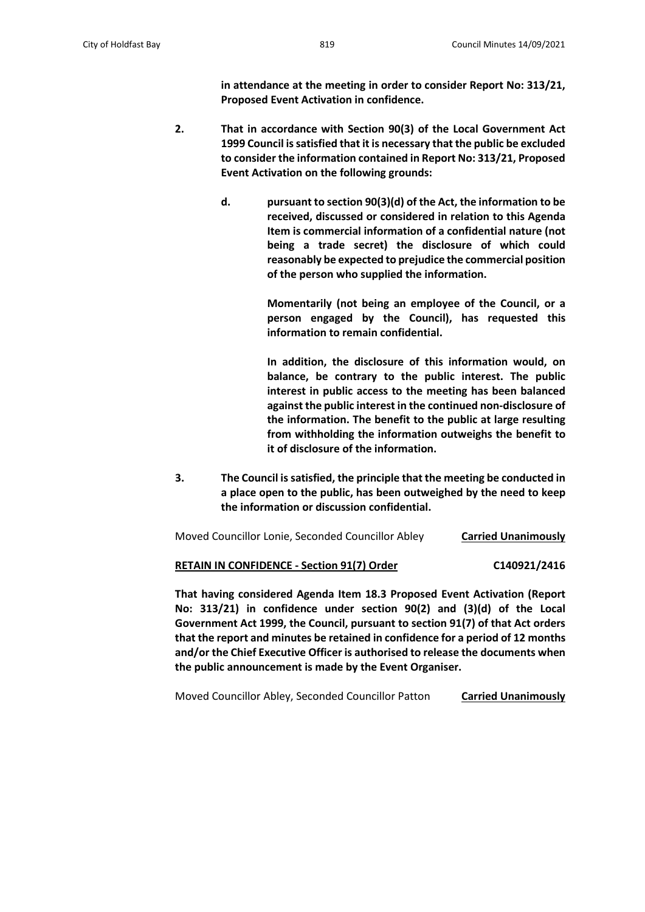**in attendance at the meeting in order to consider Report No: 313/21, Proposed Event Activation in confidence.**

**2. That in accordance with Section 90(3) of the Local Government Act 1999 Council is satisfied that it is necessary that the public be excluded to consider the information contained in Report No: 313/21, Proposed Event Activation on the following grounds:**

**d. pursuant to section 90(3)(d) of the Act, the information to be received, discussed or considered in relation to this Agenda Item is commercial information of a confidential nature (not being a trade secret) the disclosure of which could reasonably be expected to prejudice the commercial position of the person who supplied the information.**

**Momentarily (not being an employee of the Council, or a person engaged by the Council), has requested this information to remain confidential.**

**In addition, the disclosure of this information would, on balance, be contrary to the public interest. The public interest in public access to the meeting has been balanced against the public interest in the continued non-disclosure of the information. The benefit to the public at large resulting from withholding the information outweighs the benefit to it of disclosure of the information.**

**3. The Council is satisfied, the principle that the meeting be conducted in a place open to the public, has been outweighed by the need to keep the information or discussion confidential.**

Moved Councillor Lonie, Seconded Councillor Abley **Carried Unanimously**

**RETAIN IN CONFIDENCE - Section 91(7) Order** C140921/2416

**That having considered Agenda Item 18.3 Proposed Event Activation (Report No: 313/21) in confidence under section 90(2) and (3)(d) of the Local Government Act 1999, the Council, pursuant to section 91(7) of that Act orders that the report and minutes be retained in confidence for a period of 12 months and/or the Chief Executive Officer is authorised to release the documents when the public announcement is made by the Event Organiser.**

Moved Councillor Abley, Seconded Councillor Patton **Carried Unanimously**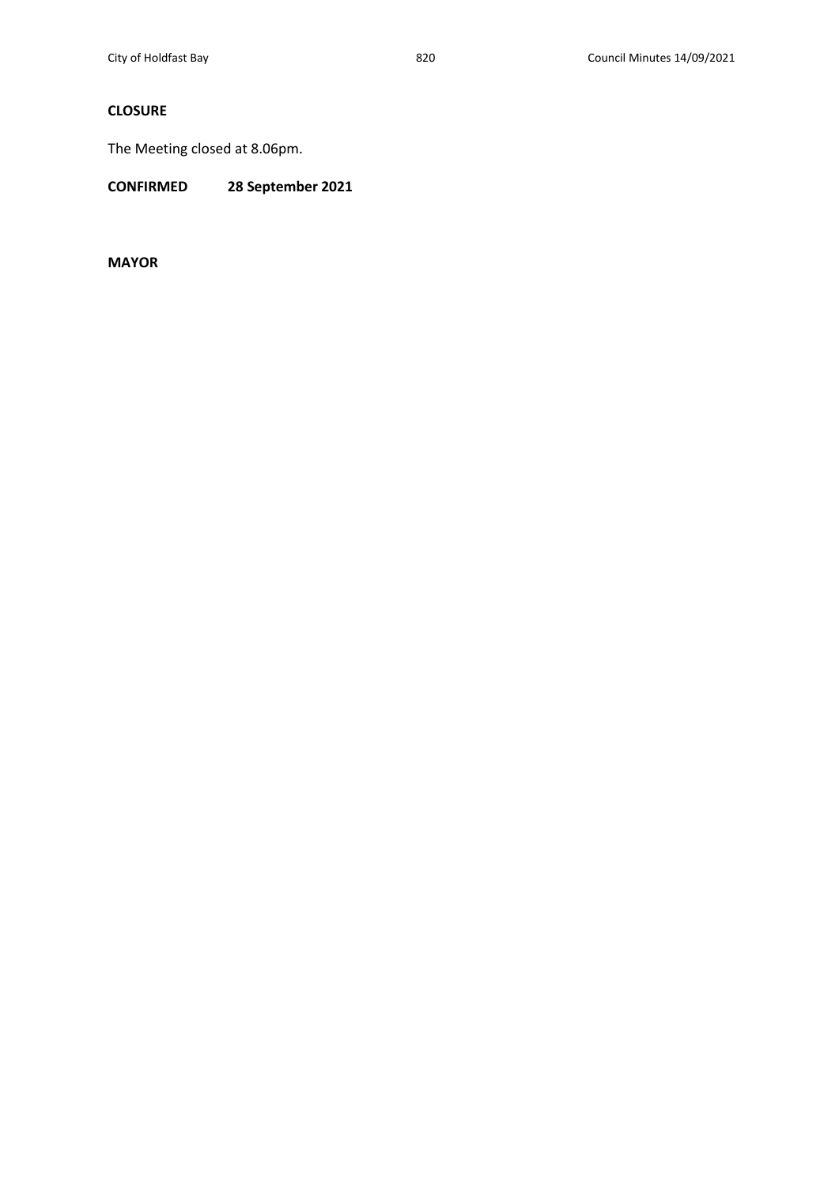**CLOSURE**

The Meeting closed at 8.06pm.

**CONFIRMED 28 September 2021**

**MAYOR**